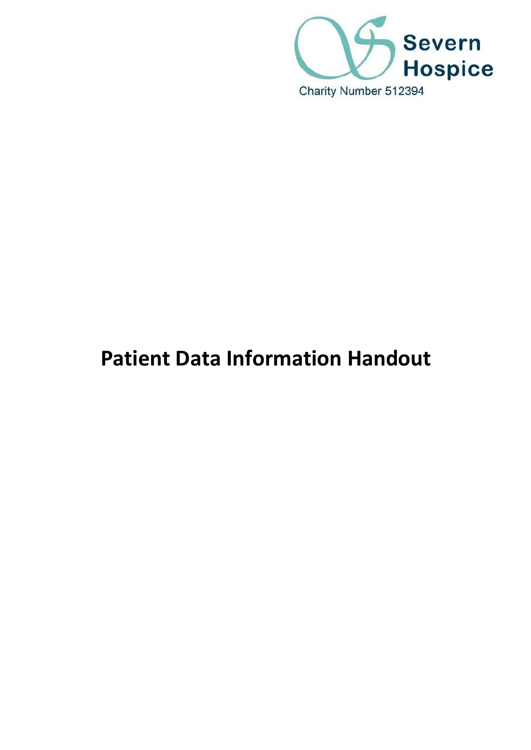Severn Hospice

Charity Number 512394

# Patient Data Information Handout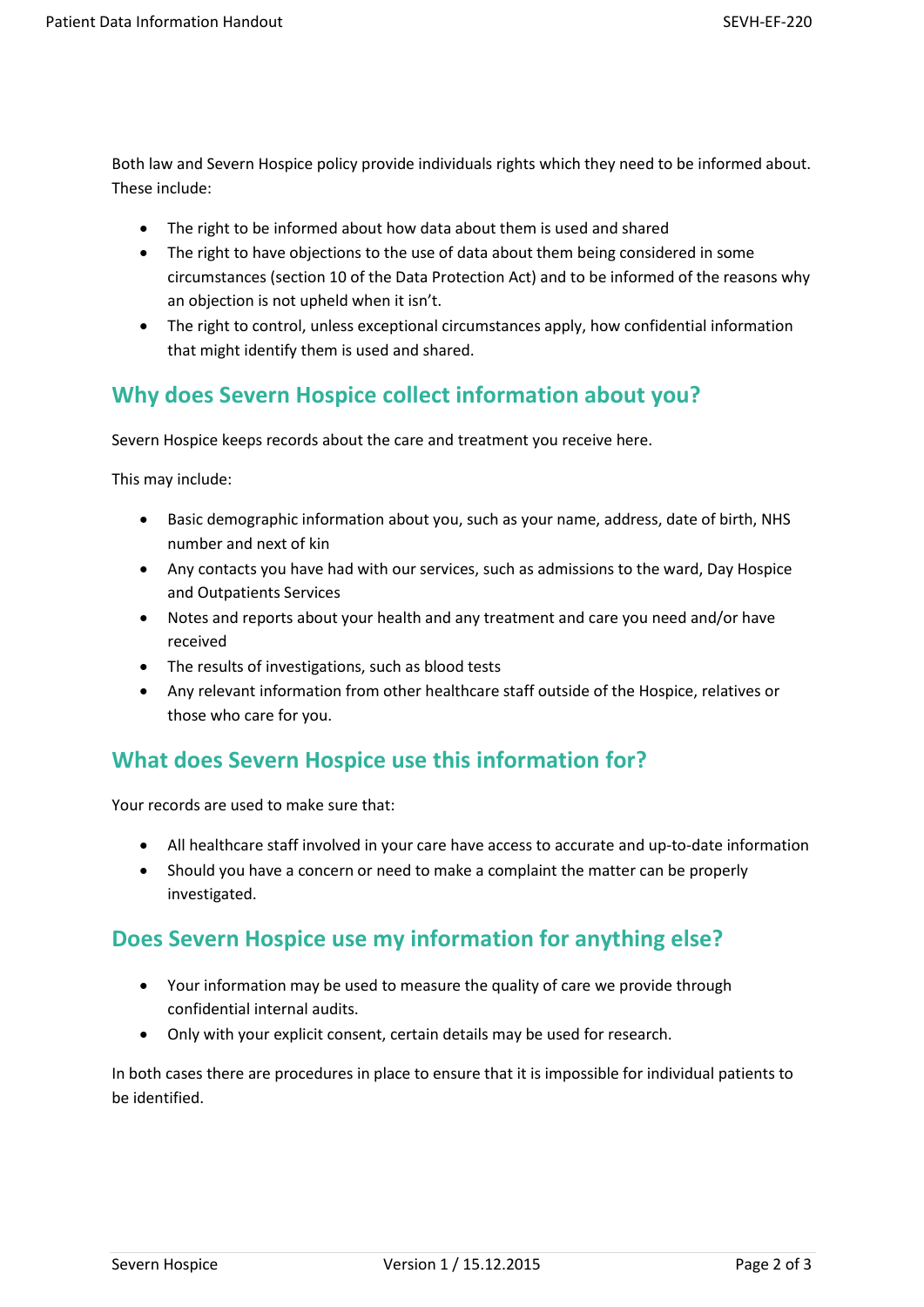Both law and Severn Hospice policy provide individuals rights which they need to be informed about. These include:

- The right to be informed about how data about them is used and shared
- The right to have objections to the use of data about them being considered in some circumstances (section 10 of the Data Protection Act) and to be informed of the reasons why an objection is not upheld when it isn't.
- The right to control, unless exceptional circumstances apply, how confidential information that might identify them is used and shared.

## Why does Severn Hospice collect information about you?

Severn Hospice keeps records about the care and treatment you receive here.

This may include:

- Basic demographic information about you, such as your name, address, date of birth, NHS number and next of kin
- Any contacts you have had with our services, such as admissions to the ward, Day Hospice and Outpatients Services
- Notes and reports about your health and any treatment and care you need and/or have received
- The results of investigations, such as blood tests
- Any relevant information from other healthcare staff outside of the Hospice, relatives or those who care for you.

## What does Severn Hospice use this information for?

Your records are used to make sure that:

- All healthcare staff involved in your care have access to accurate and up-to-date information
- Should you have a concern or need to make a complaint the matter can be properly investigated.

## Does Severn Hospice use my information for anything else?

- Your information may be used to measure the quality of care we provide through confidential internal audits.
- Only with your explicit consent, certain details may be used for research.

In both cases there are procedures in place to ensure that it is impossible for individual patients to be identified.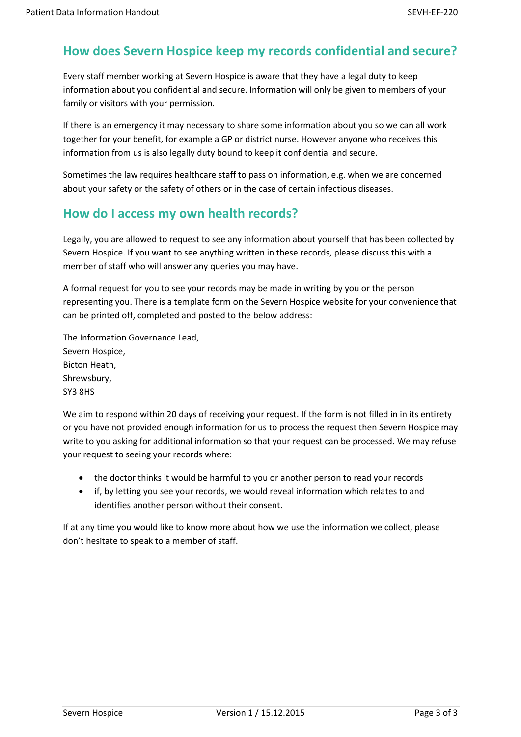## How does Severn Hospice keep my records confidential and secure?

Every staff member working at Severn Hospice is aware that they have a legal duty to keep information about you confidential and secure. Information will only be given to members of your family or visitors with your permission.

If there is an emergency it may necessary to share some information about you so we can all work together for your benefit, for example a GP or district nurse. However anyone who receives this information from us is also legally duty bound to keep it confidential and secure.

Sometimes the law requires healthcare staff to pass on information, e.g. when we are concerned about your safety or the safety of others or in the case of certain infectious diseases.

## How do I access my own health records?

Legally, you are allowed to request to see any information about yourself that has been collected by Severn Hospice. If you want to see anything written in these records, please discuss this with a member of staff who will answer any queries you may have.

A formal request for you to see your records may be made in writing by you or the person representing you. There is a template form on the Severn Hospice website for your convenience that can be printed off, completed and posted to the below address:

The Information Governance Lead,
Severn Hospice,
Bicton Heath,
Shrewsbury,
SY3 8HS

We aim to respond within 20 days of receiving your request. If the form is not filled in in its entirety or you have not provided enough information for us to process the request then Severn Hospice may write to you asking for additional information so that your request can be processed. We may refuse your request to seeing your records where:

- the doctor thinks it would be harmful to you or another person to read your records
- if, by letting you see your records, we would reveal information which relates to and identifies another person without their consent.

If at any time you would like to know more about how we use the information we collect, please don't hesitate to speak to a member of staff.